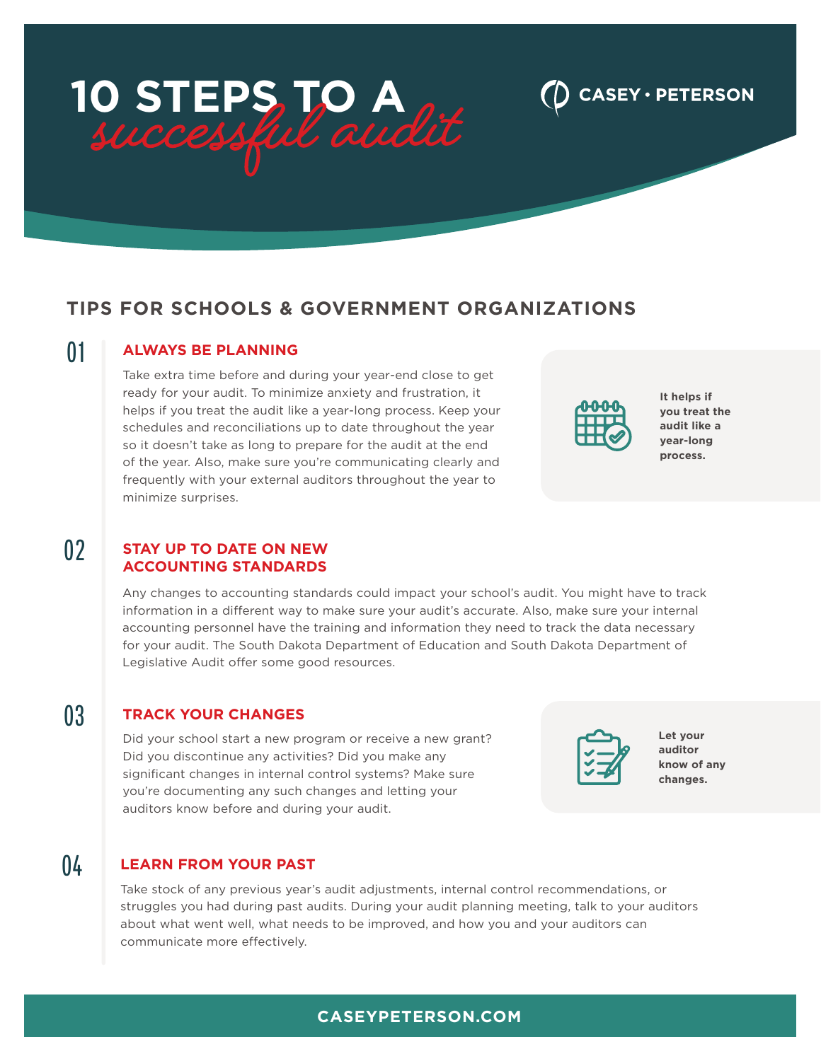# 10 STEPS TO A *successful audit*

CASEY · PETERSON

## TIPS FOR SCHOOLS & GOVERNMENT ORGANIZATIONS

### 01 ALWAYS BE PLANNING

Take extra time before and during your year-end close to get ready for your audit. To minimize anxiety and frustration, it helps if you treat the audit like a year-long process. Keep your schedules and reconciliations up to date throughout the year so it doesn't take as long to prepare for the audit at the end of the year. Also, make sure you're communicating clearly and frequently with your external auditors throughout the year to minimize surprises.

**It helps if you treat the audit like a year-long process.**

### 02 STAY UP TO DATE ON NEW ACCOUNTING STANDARDS

Any changes to accounting standards could impact your school's audit. You might have to track information in a different way to make sure your audit's accurate. Also, make sure your internal accounting personnel have the training and information they need to track the data necessary for your audit. The South Dakota Department of Education and South Dakota Department of Legislative Audit offer some good resources.

### 03 TRACK YOUR CHANGES

Did your school start a new program or receive a new grant? Did you discontinue any activities? Did you make any significant changes in internal control systems? Make sure you're documenting any such changes and letting your auditors know before and during your audit.

**Let your auditor know of any changes.**

### 04 LEARN FROM YOUR PAST

Take stock of any previous year's audit adjustments, internal control recommendations, or struggles you had during past audits. During your audit planning meeting, talk to your auditors about what went well, what needs to be improved, and how you and your auditors can communicate more effectively.

CASEYPETERSON.COM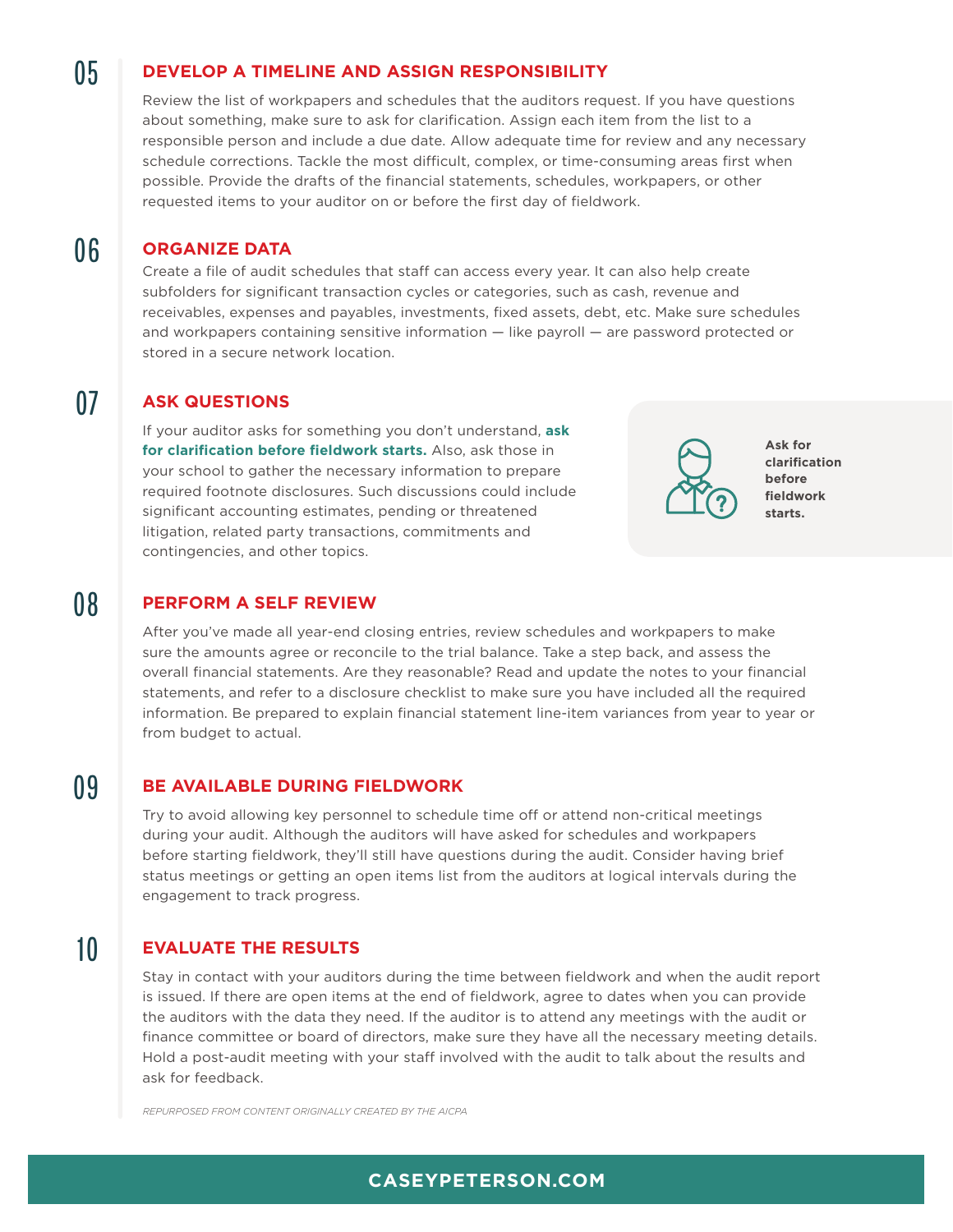## 05 DEVELOP A TIMELINE AND ASSIGN RESPONSIBILITY

Review the list of workpapers and schedules that the auditors request. If you have questions about something, make sure to ask for clarification. Assign each item from the list to a responsible person and include a due date. Allow adequate time for review and any necessary schedule corrections. Tackle the most difficult, complex, or time-consuming areas first when possible. Provide the drafts of the financial statements, schedules, workpapers, or other requested items to your auditor on or before the first day of fieldwork.

## 06 ORGANIZE DATA

Create a file of audit schedules that staff can access every year. It can also help create subfolders for significant transaction cycles or categories, such as cash, revenue and receivables, expenses and payables, investments, fixed assets, debt, etc. Make sure schedules and workpapers containing sensitive information — like payroll — are password protected or stored in a secure network location.

## 07 ASK QUESTIONS

If your auditor asks for something you don't understand, **ask for clarification before fieldwork starts.** Also, ask those in your school to gather the necessary information to prepare required footnote disclosures. Such discussions could include significant accounting estimates, pending or threatened litigation, related party transactions, commitments and contingencies, and other topics.

**Ask for clarification before fieldwork starts.**

## 08 PERFORM A SELF REVIEW

After you've made all year-end closing entries, review schedules and workpapers to make sure the amounts agree or reconcile to the trial balance. Take a step back, and assess the overall financial statements. Are they reasonable? Read and update the notes to your financial statements, and refer to a disclosure checklist to make sure you have included all the required information. Be prepared to explain financial statement line-item variances from year to year or from budget to actual.

## 09 BE AVAILABLE DURING FIELDWORK

Try to avoid allowing key personnel to schedule time off or attend non-critical meetings during your audit. Although the auditors will have asked for schedules and workpapers before starting fieldwork, they'll still have questions during the audit. Consider having brief status meetings or getting an open items list from the auditors at logical intervals during the engagement to track progress.

## 10 EVALUATE THE RESULTS

Stay in contact with your auditors during the time between fieldwork and when the audit report is issued. If there are open items at the end of fieldwork, agree to dates when you can provide the auditors with the data they need. If the auditor is to attend any meetings with the audit or finance committee or board of directors, make sure they have all the necessary meeting details. Hold a post-audit meeting with your staff involved with the audit to talk about the results and ask for feedback.

*REPURPOSED FROM CONTENT ORIGINALLY CREATED BY THE AICPA*

**CASEYPETERSON.COM**